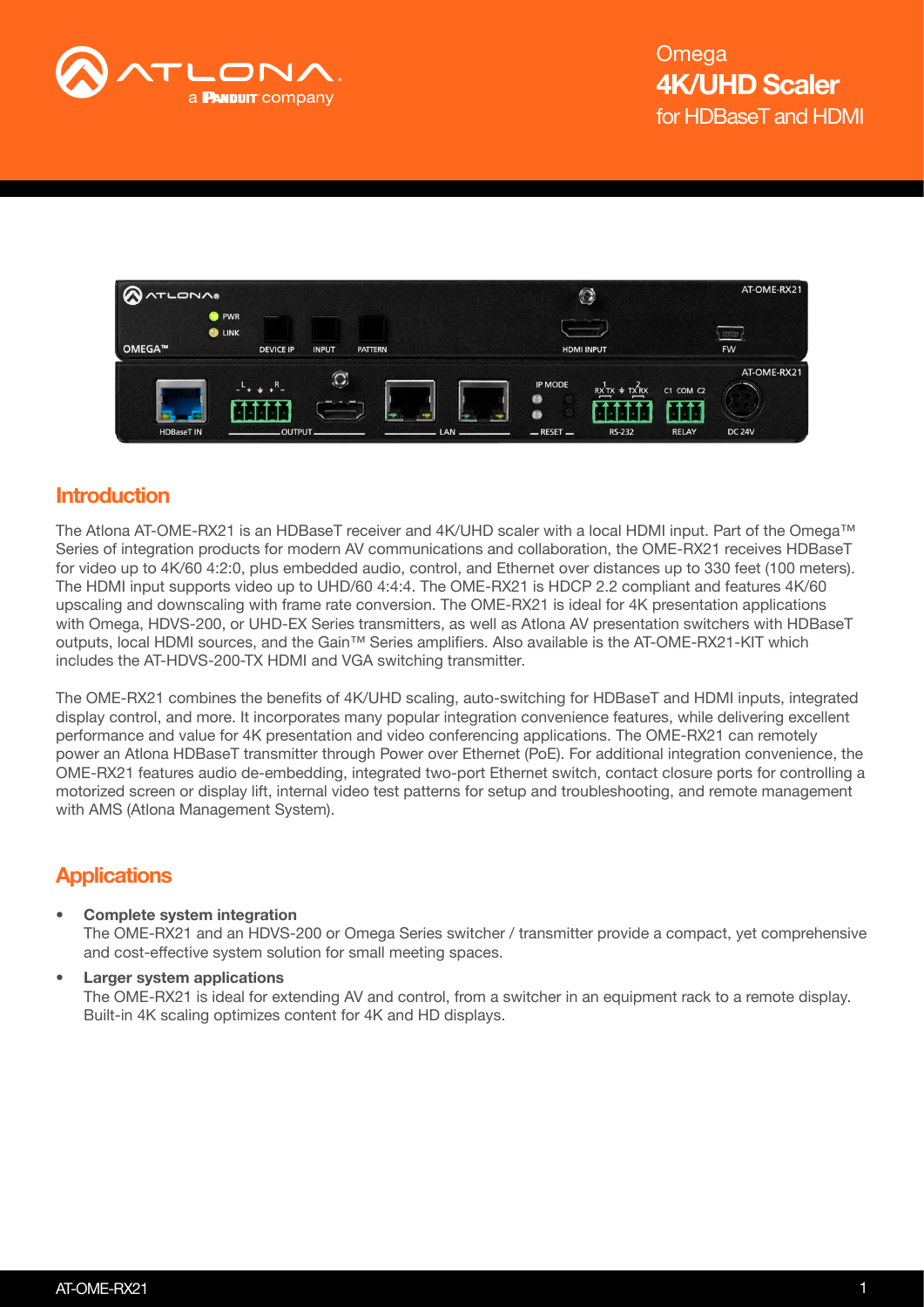Omega
# 4K/UHD Scaler
for HDBaseT and HDMI

## Introduction

The Atlona AT-OME-RX21 is an HDBaseT receiver and 4K/UHD scaler with a local HDMI input. Part of the Omega™ Series of integration products for modern AV communications and collaboration, the OME-RX21 receives HDBaseT for video up to 4K/60 4:2:0, plus embedded audio, control, and Ethernet over distances up to 330 feet (100 meters). The HDMI input supports video up to UHD/60 4:4:4. The OME-RX21 is HDCP 2.2 compliant and features 4K/60 upscaling and downscaling with frame rate conversion. The OME-RX21 is ideal for 4K presentation applications with Omega, HDVS-200, or UHD-EX Series transmitters, as well as Atlona AV presentation switchers with HDBaseT outputs, local HDMI sources, and the Gain™ Series amplifiers. Also available is the AT-OME-RX21-KIT which includes the AT-HDVS-200-TX HDMI and VGA switching transmitter.

The OME-RX21 combines the benefits of 4K/UHD scaling, auto-switching for HDBaseT and HDMI inputs, integrated display control, and more. It incorporates many popular integration convenience features, while delivering excellent performance and value for 4K presentation and video conferencing applications. The OME-RX21 can remotely power an Atlona HDBaseT transmitter through Power over Ethernet (PoE). For additional integration convenience, the OME-RX21 features audio de-embedding, integrated two-port Ethernet switch, contact closure ports for controlling a motorized screen or display lift, internal video test patterns for setup and troubleshooting, and remote management with AMS (Atlona Management System).

## Applications

- **Complete system integration**
  The OME-RX21 and an HDVS-200 or Omega Series switcher / transmitter provide a compact, yet comprehensive and cost-effective system solution for small meeting spaces.
- **Larger system applications**
  The OME-RX21 is ideal for extending AV and control, from a switcher in an equipment rack to a remote display. Built-in 4K scaling optimizes content for 4K and HD displays.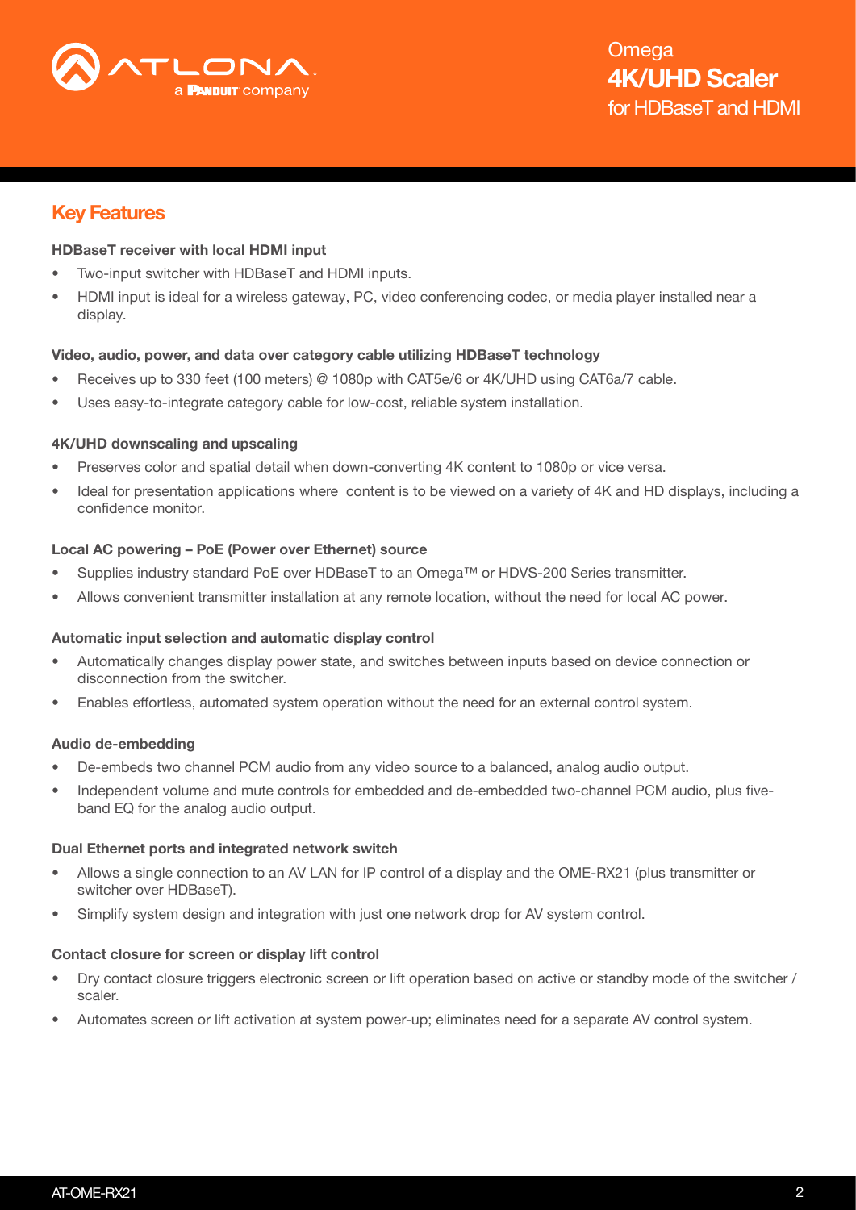## Key Features

**HDBaseT receiver with local HDMI input**

- Two-input switcher with HDBaseT and HDMI inputs.
- HDMI input is ideal for a wireless gateway, PC, video conferencing codec, or media player installed near a display.

**Video, audio, power, and data over category cable utilizing HDBaseT technology**

- Receives up to 330 feet (100 meters) @ 1080p with CAT5e/6 or 4K/UHD using CAT6a/7 cable.
- Uses easy-to-integrate category cable for low-cost, reliable system installation.

**4K/UHD downscaling and upscaling**

- Preserves color and spatial detail when down-converting 4K content to 1080p or vice versa.
- Ideal for presentation applications where content is to be viewed on a variety of 4K and HD displays, including a confidence monitor.

**Local AC powering – PoE (Power over Ethernet) source**

- Supplies industry standard PoE over HDBaseT to an Omega™ or HDVS-200 Series transmitter.
- Allows convenient transmitter installation at any remote location, without the need for local AC power.

**Automatic input selection and automatic display control**

- Automatically changes display power state, and switches between inputs based on device connection or disconnection from the switcher.
- Enables effortless, automated system operation without the need for an external control system.

**Audio de-embedding**

- De-embeds two channel PCM audio from any video source to a balanced, analog audio output.
- Independent volume and mute controls for embedded and de-embedded two-channel PCM audio, plus five-band EQ for the analog audio output.

**Dual Ethernet ports and integrated network switch**

- Allows a single connection to an AV LAN for IP control of a display and the OME-RX21 (plus transmitter or switcher over HDBaseT).
- Simplify system design and integration with just one network drop for AV system control.

**Contact closure for screen or display lift control**

- Dry contact closure triggers electronic screen or lift operation based on active or standby mode of the switcher / scaler.
- Automates screen or lift activation at system power-up; eliminates need for a separate AV control system.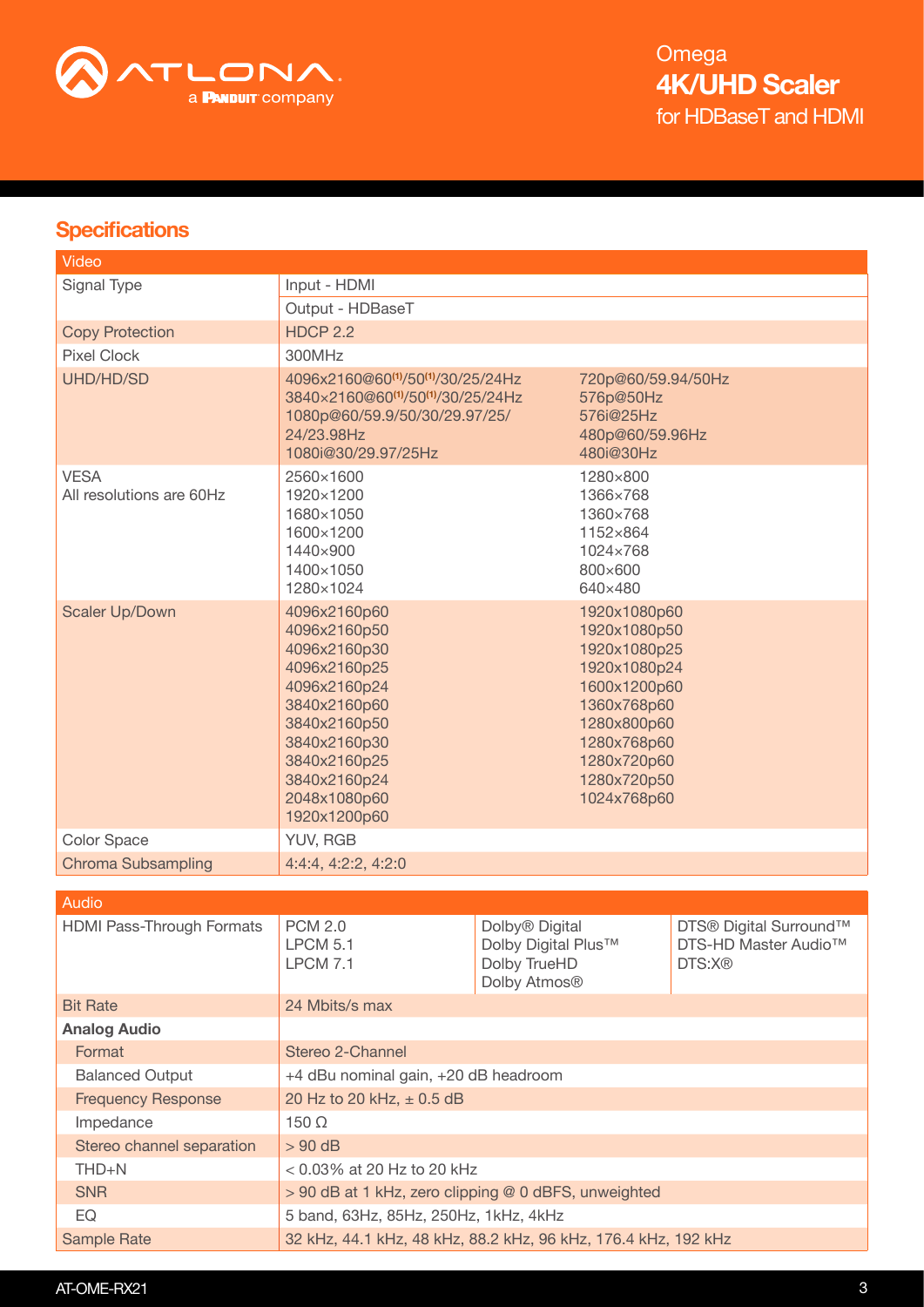## Specifications

| Video | | |
|---|---|---|
| Signal Type | Input - HDMI | |
| | Output - HDBaseT | |
| Copy Protection | HDCP 2.2 | |
| Pixel Clock | 300MHz | |
| UHD/HD/SD | 4096x2160@60[1]/50[1]/30/25/24Hz<br>3840x2160@60[1]/50[1]/30/25/24Hz<br>1080p@60/59.9/50/30/29.97/25/<br>24/23.98Hz<br>1080i@30/29.97/25Hz | 720p@60/59.94/50Hz<br>576p@50Hz<br>576i@25Hz<br>480p@60/59.96Hz<br>480i@30Hz |
| VESA<br>All resolutions are 60Hz | 2560×1600<br>1920×1200<br>1680×1050<br>1600×1200<br>1440×900<br>1400×1050<br>1280×1024 | 1280×800<br>1366×768<br>1360×768<br>1152×864<br>1024×768<br>800×600<br>640×480 |
| Scaler Up/Down | 4096x2160p60<br>4096x2160p50<br>4096x2160p30<br>4096x2160p25<br>4096x2160p24<br>3840x2160p60<br>3840x2160p50<br>3840x2160p30<br>3840x2160p25<br>3840x2160p24<br>2048x1080p60<br>1920x1200p60 | 1920x1080p60<br>1920x1080p50<br>1920x1080p25<br>1920x1080p24<br>1600x1200p60<br>1360x768p60<br>1280x800p60<br>1280x768p60<br>1280x720p60<br>1280x720p50<br>1024x768p60 |
| Color Space | YUV, RGB | |
| Chroma Subsampling | 4:4:4, 4:2:2, 4:2:0 | |

| Audio | | | |
|---|---|---|---|
| HDMI Pass-Through Formats | PCM 2.0<br>LPCM 5.1<br>LPCM 7.1 | Dolby® Digital<br>Dolby Digital Plus™<br>Dolby TrueHD<br>Dolby Atmos® | DTS® Digital Surround™<br>DTS-HD Master Audio™<br>DTS:X® |
| Bit Rate | 24 Mbits/s max | | |
| **Analog Audio** | | | |
| Format | Stereo 2-Channel | | |
| Balanced Output | +4 dBu nominal gain, +20 dB headroom | | |
| Frequency Response | 20 Hz to 20 kHz, ± 0.5 dB | | |
| Impedance | 150 Ω | | |
| Stereo channel separation | > 90 dB | | |
| THD+N | < 0.03% at 20 Hz to 20 kHz | | |
| SNR | > 90 dB at 1 kHz, zero clipping @ 0 dBFS, unweighted | | |
| EQ | 5 band, 63Hz, 85Hz, 250Hz, 1kHz, 4kHz | | |
| Sample Rate | 32 kHz, 44.1 kHz, 48 kHz, 88.2 kHz, 96 kHz, 176.4 kHz, 192 kHz | | |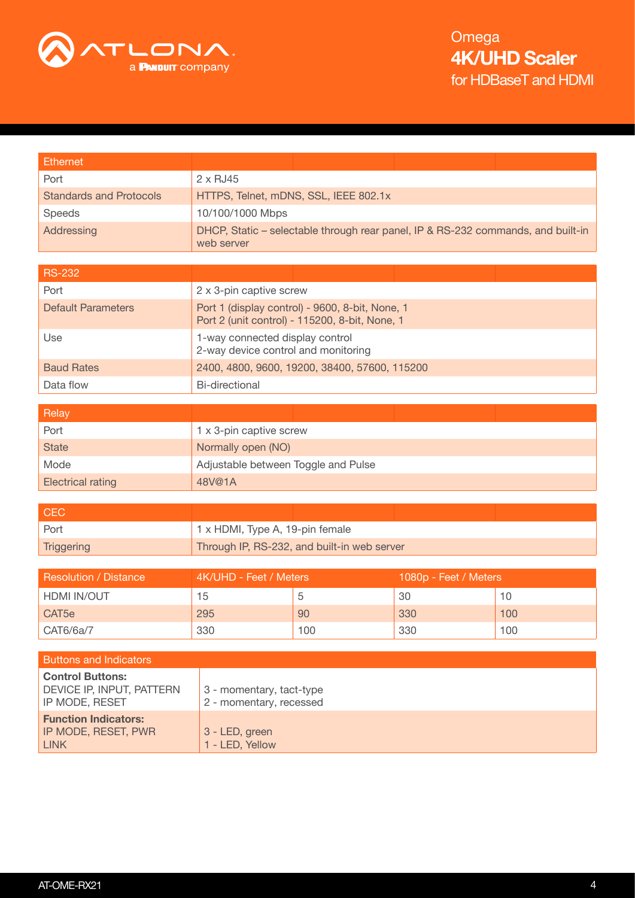| Ethernet | |
|---|---|
| Port | 2 x RJ45 |
| Standards and Protocols | HTTPS, Telnet, mDNS, SSL, IEEE 802.1x |
| Speeds | 10/100/1000 Mbps |
| Addressing | DHCP, Static – selectable through rear panel, IP & RS-232 commands, and built-in web server |

| RS-232 | |
|---|---|
| Port | 2 x 3-pin captive screw |
| Default Parameters | Port 1 (display control) - 9600, 8-bit, None, 1<br>Port 2 (unit control) - 115200, 8-bit, None, 1 |
| Use | 1-way connected display control<br>2-way device control and monitoring |
| Baud Rates | 2400, 4800, 9600, 19200, 38400, 57600, 115200 |
| Data flow | Bi-directional |

| Relay | |
|---|---|
| Port | 1 x 3-pin captive screw |
| State | Normally open (NO) |
| Mode | Adjustable between Toggle and Pulse |
| Electrical rating | 48V@1A |

| CEC | |
|---|---|
| Port | 1 x HDMI, Type A, 19-pin female |
| Triggering | Through IP, RS-232, and built-in web server |

| Resolution / Distance | 4K/UHD - Feet / Meters | | 1080p - Feet / Meters | |
|---|---|---|---|---|
| HDMI IN/OUT | 15 | 5 | 30 | 10 |
| CAT5e | 295 | 90 | 330 | 100 |
| CAT6/6a/7 | 330 | 100 | 330 | 100 |

| Buttons and Indicators | |
|---|---|
| **Control Buttons:**<br>DEVICE IP, INPUT, PATTERN<br>IP MODE, RESET | 3 - momentary, tact-type<br>2 - momentary, recessed |
| **Function Indicators:**<br>IP MODE, RESET, PWR<br>LINK | 3 - LED, green<br>1 - LED, Yellow |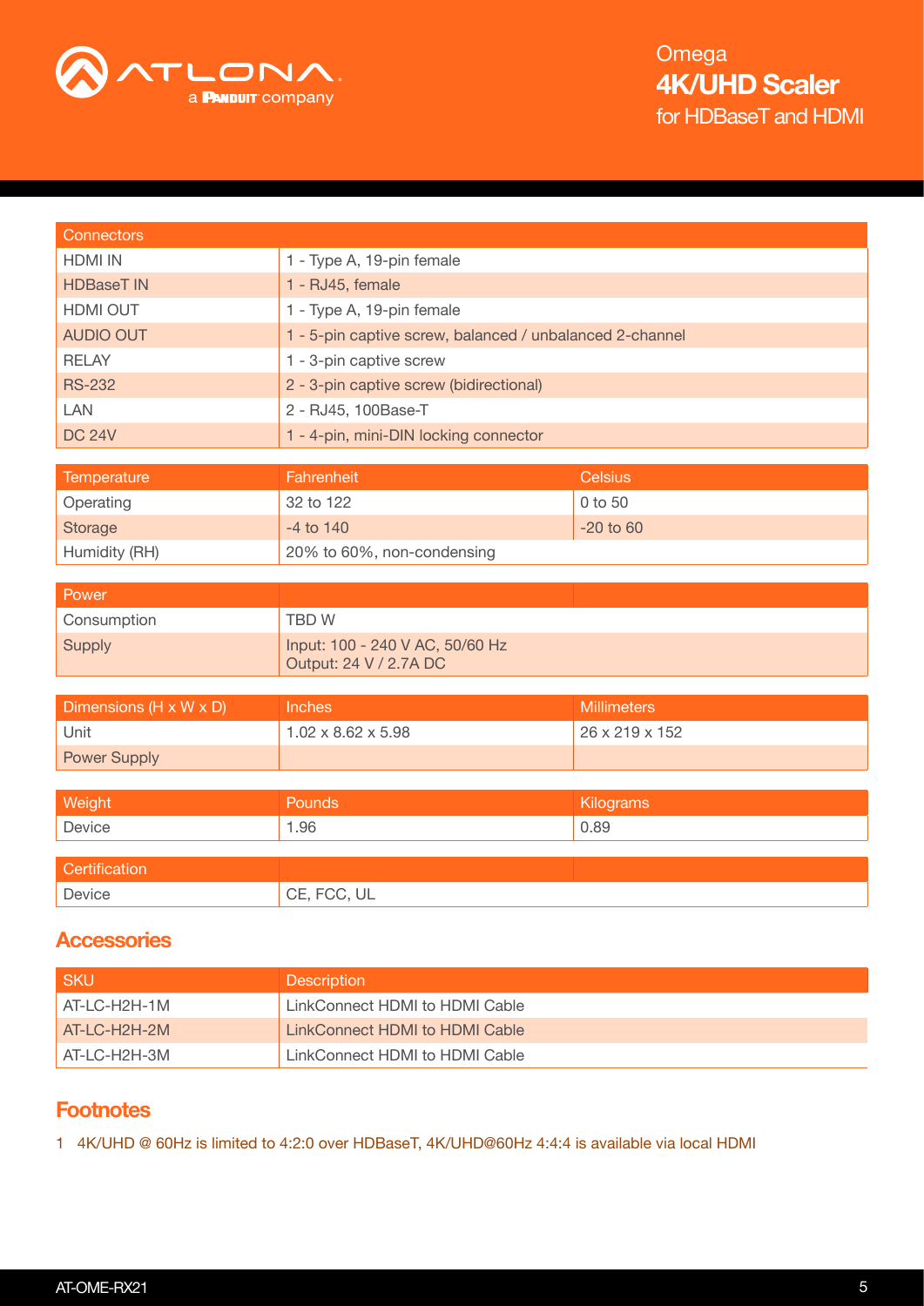# Omega
## 4K/UHD Scaler
for HDBaseT and HDMI

| Connectors | |
|---|---|
| HDMI IN | 1 - Type A, 19-pin female |
| HDBaseT IN | 1 - RJ45, female |
| HDMI OUT | 1 - Type A, 19-pin female |
| AUDIO OUT | 1 - 5-pin captive screw, balanced / unbalanced 2-channel |
| RELAY | 1 - 3-pin captive screw |
| RS-232 | 2 - 3-pin captive screw (bidirectional) |
| LAN | 2 - RJ45, 100Base-T |
| DC 24V | 1 - 4-pin, mini-DIN locking connector |

| Temperature | Fahrenheit | Celsius |
|---|---|---|
| Operating | 32 to 122 | 0 to 50 |
| Storage | -4 to 140 | -20 to 60 |
| Humidity (RH) | 20% to 60%, non-condensing | |

| Power | | |
|---|---|---|
| Consumption | TBD W | |
| Supply | Input: 100 - 240 V AC, 50/60 Hz<br>Output: 24 V / 2.7A DC | |

| Dimensions (H x W x D) | Inches | Millimeters |
|---|---|---|
| Unit | 1.02 x 8.62 x 5.98 | 26 x 219 x 152 |
| Power Supply | | |

| Weight | Pounds | Kilograms |
|---|---|---|
| Device | 1.96 | 0.89 |

| Certification | | |
|---|---|---|
| Device | CE, FCC, UL | |

## Accessories

| SKU | Description |
|---|---|
| AT-LC-H2H-1M | LinkConnect HDMI to HDMI Cable |
| AT-LC-H2H-2M | LinkConnect HDMI to HDMI Cable |
| AT-LC-H2H-3M | LinkConnect HDMI to HDMI Cable |

## Footnotes

1 4K/UHD @ 60Hz is limited to 4:2:0 over HDBaseT, 4K/UHD@60Hz 4:4:4 is available via local HDMI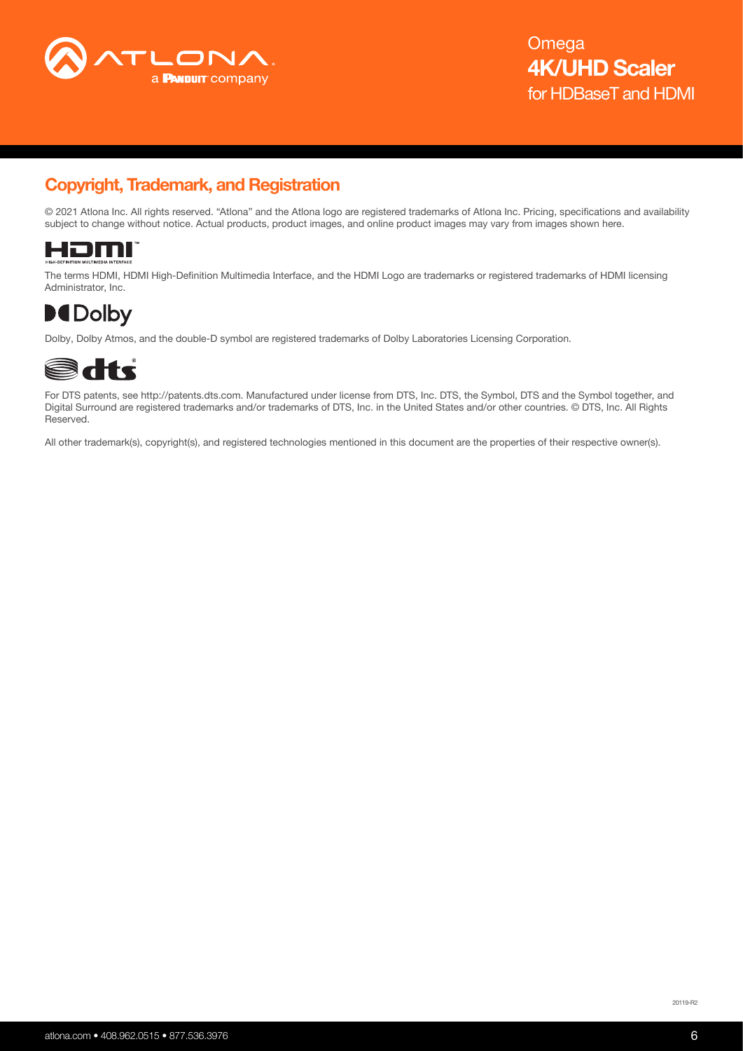## Copyright, Trademark, and Registration

© 2021 Atlona Inc. All rights reserved. "Atlona" and the Atlona logo are registered trademarks of Atlona Inc. Pricing, specifications and availability subject to change without notice. Actual products, product images, and online product images may vary from images shown here.

The terms HDMI, HDMI High-Definition Multimedia Interface, and the HDMI Logo are trademarks or registered trademarks of HDMI licensing Administrator, Inc.

Dolby, Dolby Atmos, and the double-D symbol are registered trademarks of Dolby Laboratories Licensing Corporation.

For DTS patents, see http://patents.dts.com. Manufactured under license from DTS, Inc. DTS, the Symbol, DTS and the Symbol together, and Digital Surround are registered trademarks and/or trademarks of DTS, Inc. in the United States and/or other countries. © DTS, Inc. All Rights Reserved.

All other trademark(s), copyright(s), and registered technologies mentioned in this document are the properties of their respective owner(s).

20119-R2